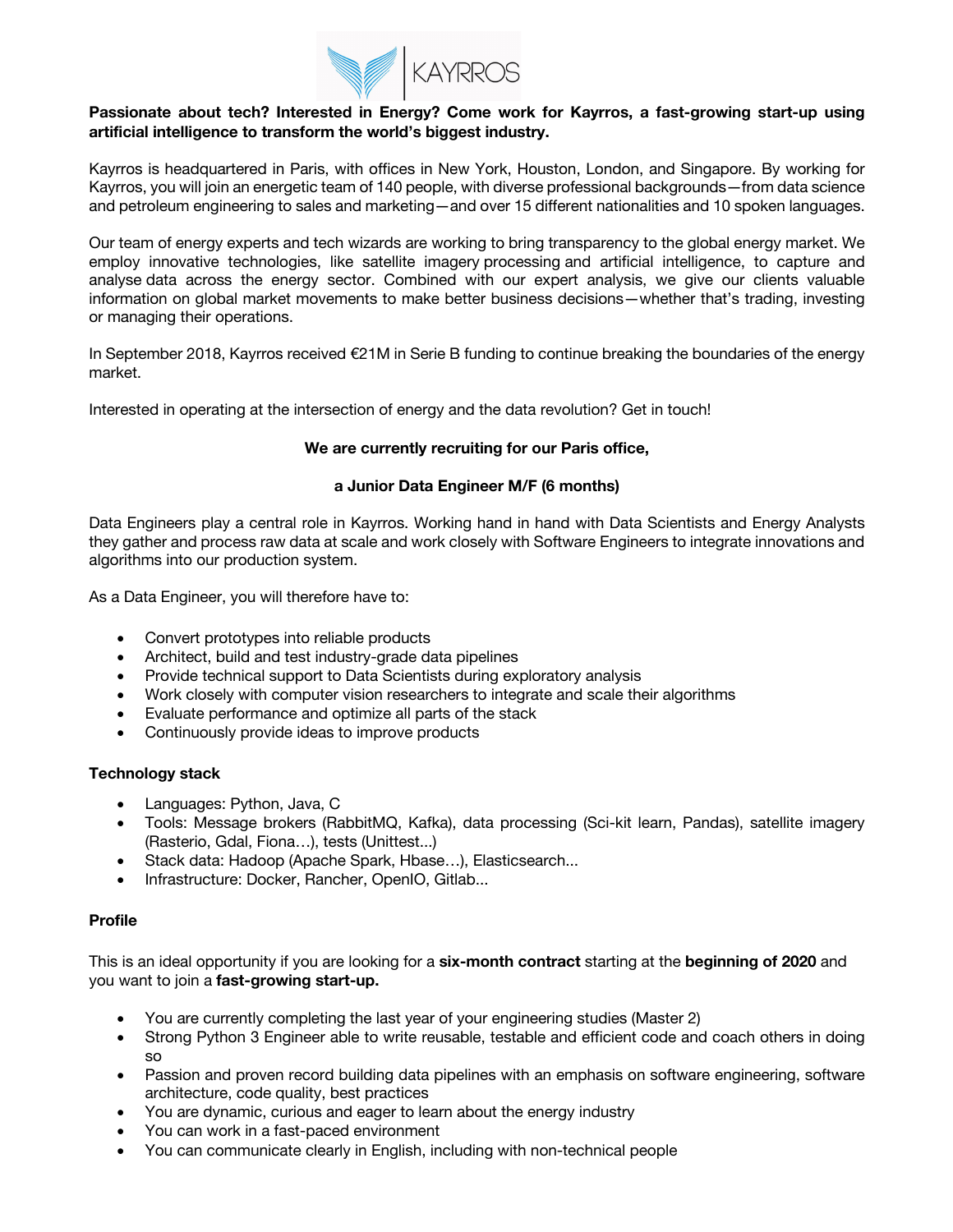**Passionate about tech? Interested in Energy? Come work for Kayrros, a fast-growing start-up using artificial intelligence to transform the world's biggest industry.**

Kayrros is headquartered in Paris, with offices in New York, Houston, London, and Singapore. By working for Kayrros, you will join an energetic team of 140 people, with diverse professional backgrounds—from data science and petroleum engineering to sales and marketing—and over 15 different nationalities and 10 spoken languages.

Our team of energy experts and tech wizards are working to bring transparency to the global energy market. We employ innovative technologies, like satellite imagery processing and artificial intelligence, to capture and analyse data across the energy sector. Combined with our expert analysis, we give our clients valuable information on global market movements to make better business decisions—whether that's trading, investing or managing their operations.

In September 2018, Kayrros received €21M in Serie B funding to continue breaking the boundaries of the energy market.

Interested in operating at the intersection of energy and the data revolution? Get in touch!

**We are currently recruiting for our Paris office,**

**a Junior Data Engineer M/F (6 months)**

Data Engineers play a central role in Kayrros. Working hand in hand with Data Scientists and Energy Analysts they gather and process raw data at scale and work closely with Software Engineers to integrate innovations and algorithms into our production system.

As a Data Engineer, you will therefore have to:

- Convert prototypes into reliable products
- Architect, build and test industry-grade data pipelines
- Provide technical support to Data Scientists during exploratory analysis
- Work closely with computer vision researchers to integrate and scale their algorithms
- Evaluate performance and optimize all parts of the stack
- Continuously provide ideas to improve products

**Technology stack**

- Languages: Python, Java, C
- Tools: Message brokers (RabbitMQ, Kafka), data processing (Sci-kit learn, Pandas), satellite imagery (Rasterio, Gdal, Fiona…), tests (Unittest...)
- Stack data: Hadoop (Apache Spark, Hbase…), Elasticsearch...
- Infrastructure: Docker, Rancher, OpenIO, Gitlab...

**Profile**

This is an ideal opportunity if you are looking for a **six-month contract** starting at the **beginning of 2020** and you want to join a **fast-growing start-up.**

- You are currently completing the last year of your engineering studies (Master 2)
- Strong Python 3 Engineer able to write reusable, testable and efficient code and coach others in doing so
- Passion and proven record building data pipelines with an emphasis on software engineering, software architecture, code quality, best practices
- You are dynamic, curious and eager to learn about the energy industry
- You can work in a fast-paced environment
- You can communicate clearly in English, including with non-technical people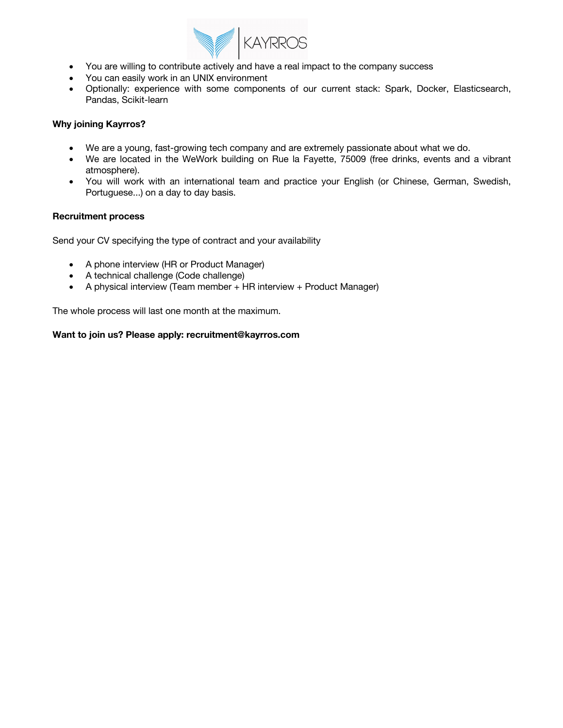- You are willing to contribute actively and have a real impact to the company success
- You can easily work in an UNIX environment
- Optionally: experience with some components of our current stack: Spark, Docker, Elasticsearch, Pandas, Scikit-learn

**Why joining Kayrros?**

- We are a young, fast-growing tech company and are extremely passionate about what we do.
- We are located in the WeWork building on Rue la Fayette, 75009 (free drinks, events and a vibrant atmosphere).
- You will work with an international team and practice your English (or Chinese, German, Swedish, Portuguese...) on a day to day basis.

**Recruitment process**

Send your CV specifying the type of contract and your availability

- A phone interview (HR or Product Manager)
- A technical challenge (Code challenge)
- A physical interview (Team member + HR interview + Product Manager)

The whole process will last one month at the maximum.

**Want to join us? Please apply: recruitment@kayrros.com**